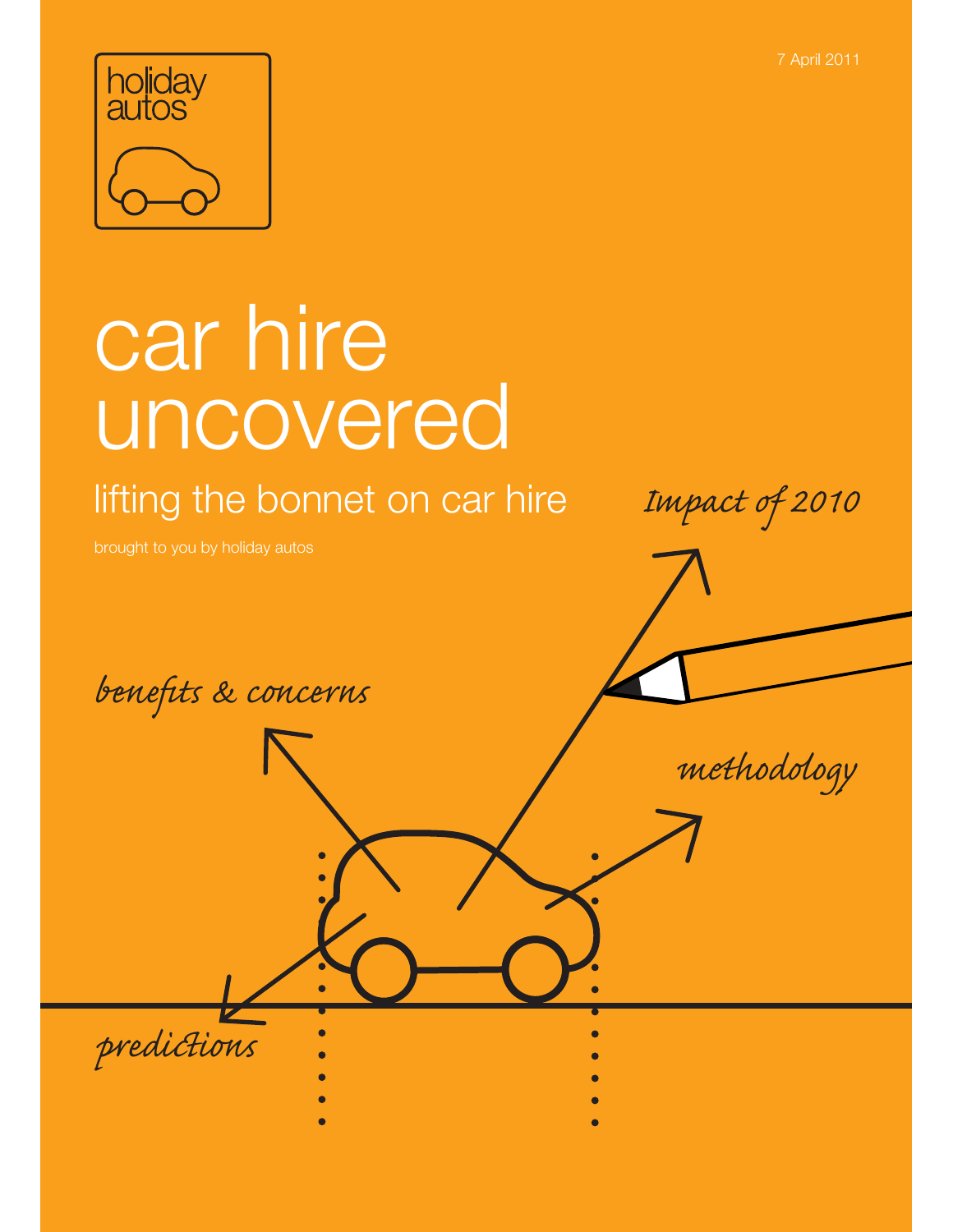holiday autos

7 April 2011

# car hire uncovered

## lifting the bonnet on car hire

brought to you by holiday autos

*Impact of 2010*

*benefits & concerns*

*methodology*

*predictions*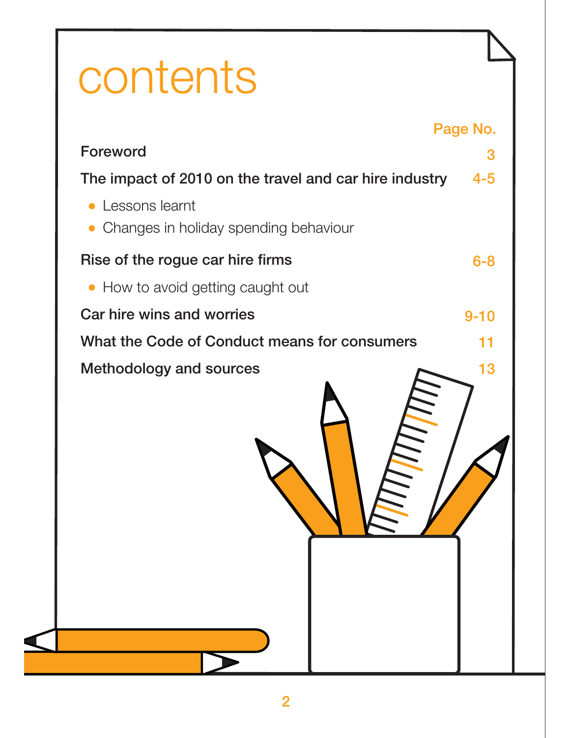# contents

| | Page No. |
|---|---|
| **Foreword** | 3 |
| **The impact of 2010 on the travel and car hire industry** | 4-5 |
| • Lessons learnt | |
| • Changes in holiday spending behaviour | |
| **Rise of the rogue car hire firms** | 6-8 |
| • How to avoid getting caught out | |
| **Car hire wins and worries** | 9-10 |
| **What the Code of Conduct means for consumers** | 11 |
| **Methodology and sources** | 13 |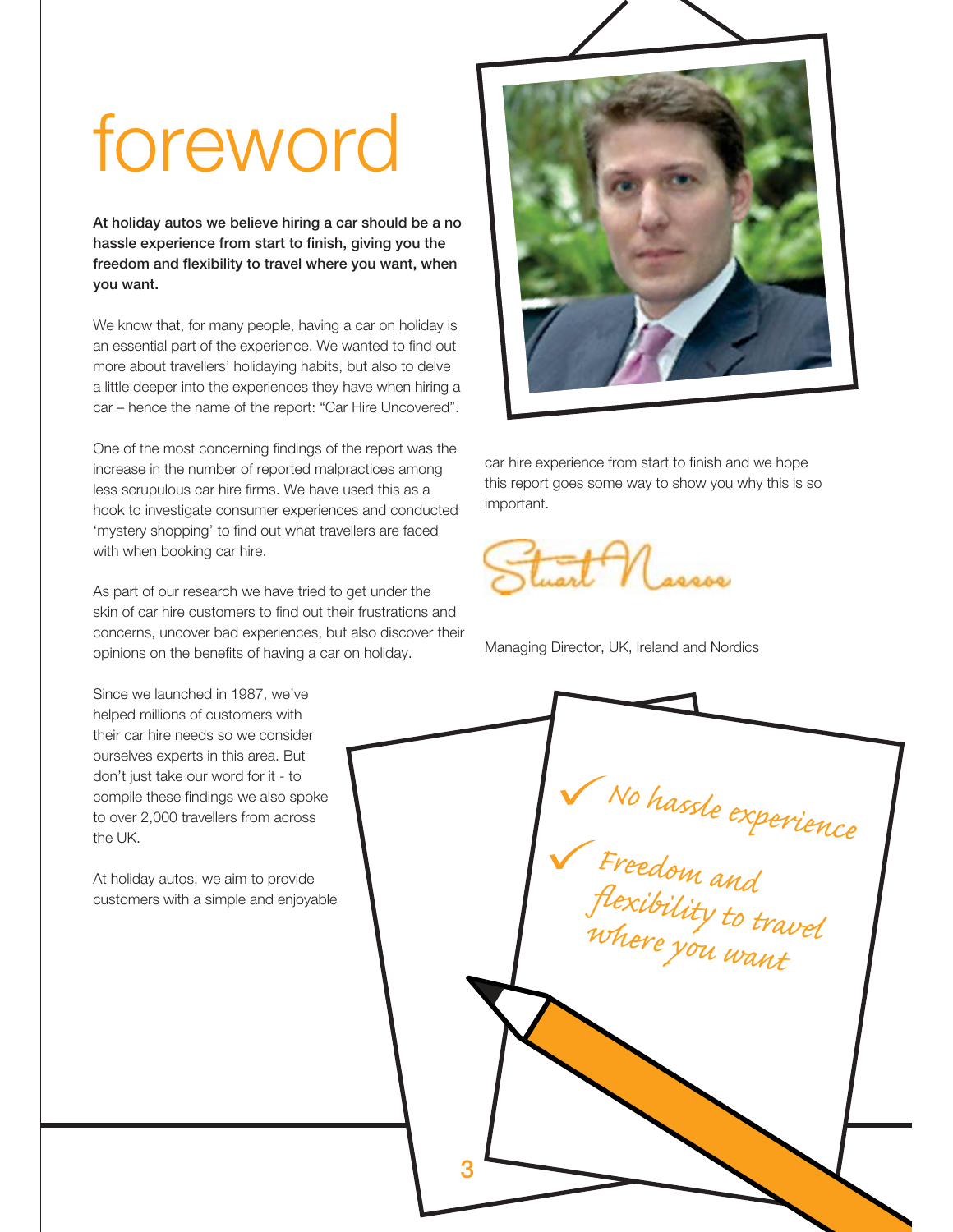# foreword

**At holiday autos we believe hiring a car should be a no hassle experience from start to finish, giving you the freedom and flexibility to travel where you want, when you want.**

We know that, for many people, having a car on holiday is an essential part of the experience. We wanted to find out more about travellers' holidaying habits, but also to delve a little deeper into the experiences they have when hiring a car – hence the name of the report: "Car Hire Uncovered".

One of the most concerning findings of the report was the increase in the number of reported malpractices among less scrupulous car hire firms. We have used this as a hook to investigate consumer experiences and conducted 'mystery shopping' to find out what travellers are faced with when booking car hire.

As part of our research we have tried to get under the skin of car hire customers to find out their frustrations and concerns, uncover bad experiences, but also discover their opinions on the benefits of having a car on holiday.

Since we launched in 1987, we've helped millions of customers with their car hire needs so we consider ourselves experts in this area. But don't just take our word for it - to compile these findings we also spoke to over 2,000 travellers from across the UK.

At holiday autos, we aim to provide customers with a simple and enjoyable car hire experience from start to finish and we hope this report goes some way to show you why this is so important.

Stuart Masson

Managing Director, UK, Ireland and Nordics

✓ No hassle experience

✓ Freedom and flexibility to travel where you want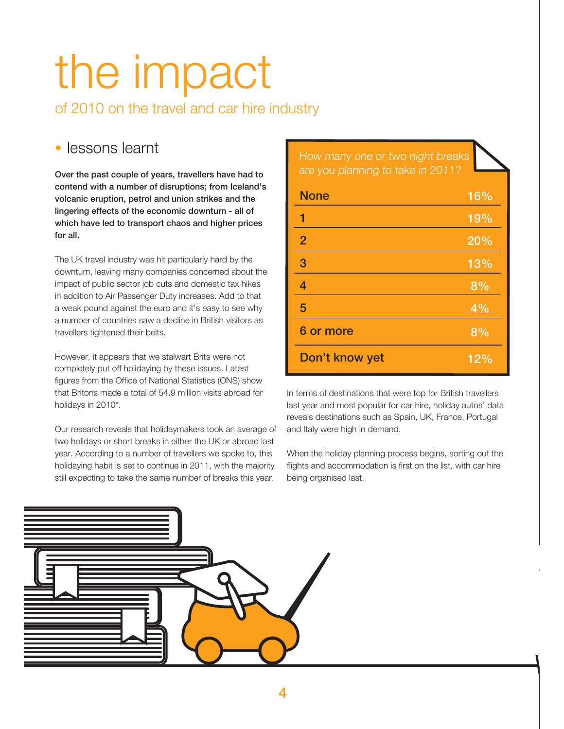# the impact

## of 2010 on the travel and car hire industry

### • lessons learnt

**Over the past couple of years, travellers have had to contend with a number of disruptions; from Iceland's volcanic eruption, petrol and union strikes and the lingering effects of the economic downturn - all of which have led to transport chaos and higher prices for all.**

The UK travel industry was hit particularly hard by the downturn, leaving many companies concerned about the impact of public sector job cuts and domestic tax hikes in addition to Air Passenger Duty increases. Add to that a weak pound against the euro and it's easy to see why a number of countries saw a decline in British visitors as travellers tightened their belts.

However, it appears that we stalwart Brits were not completely put off holidaying by these issues. Latest figures from the Office of National Statistics (ONS) show that Britons made a total of 54.9 million visits abroad for holidays in 2010*.

Our research reveals that holidaymakers took an average of two holidays or short breaks in either the UK or abroad last year. According to a number of travellers we spoke to, this holidaying habit is set to continue in 2011, with the majority still expecting to take the same number of breaks this year.

*How many one or two night breaks are you planning to take in 2011?*

| | |
|---|---|
| None | 16% |
| 1 | 19% |
| 2 | 20% |
| 3 | 13% |
| 4 | 8% |
| 5 | 4% |
| 6 or more | 8% |
| Don't know yet | 12% |

In terms of destinations that were top for British travellers last year and most popular for car hire, holiday autos' data reveals destinations such as Spain, UK, France, Portugal and Italy were high in demand.

When the holiday planning process begins, sorting out the flights and accommodation is first on the list, with car hire being organised last.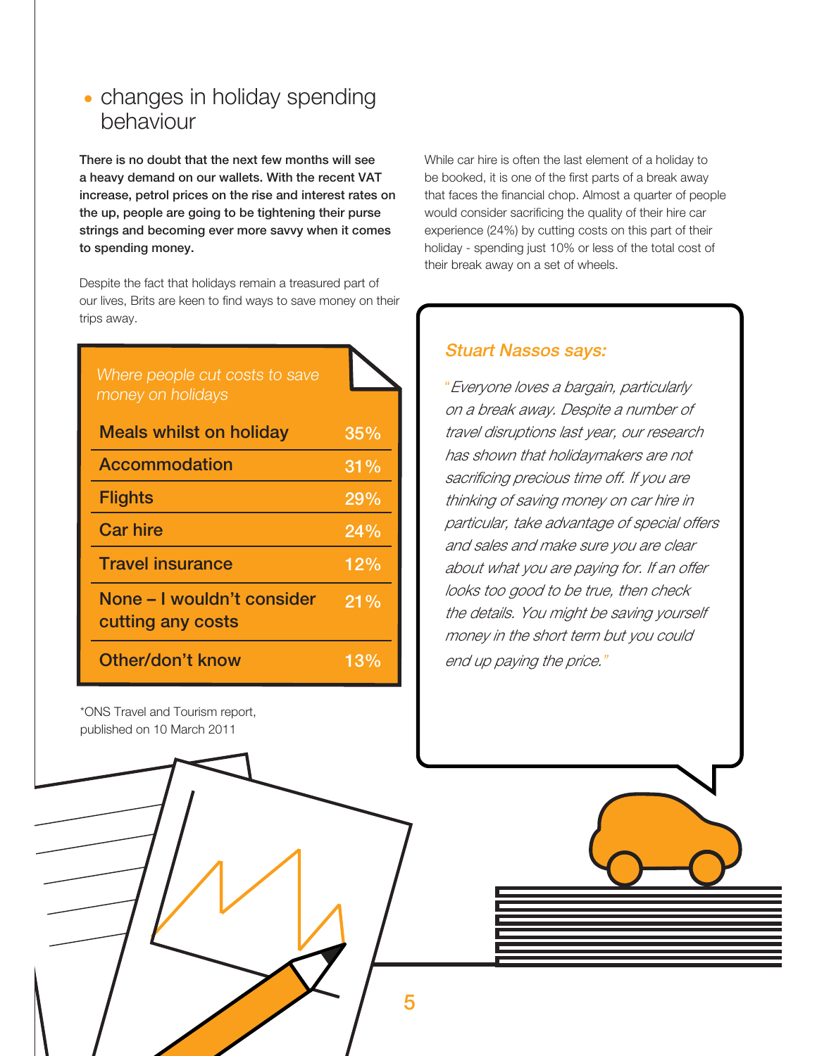## changes in holiday spending behaviour

**There is no doubt that the next few months will see a heavy demand on our wallets. With the recent VAT increase, petrol prices on the rise and interest rates on the up, people are going to be tightening their purse strings and becoming ever more savvy when it comes to spending money.**

Despite the fact that holidays remain a treasured part of our lives, Brits are keen to find ways to save money on their trips away.

| *Where people cut costs to save money on holidays* | |
|---|---|
| Meals whilst on holiday | 35% |
| Accommodation | 31% |
| Flights | 29% |
| Car hire | 24% |
| Travel insurance | 12% |
| None – I wouldn't consider cutting any costs | 21% |
| Other/don't know | 13% |

*ONS Travel and Tourism report, published on 10 March 2011

While car hire is often the last element of a holiday to be booked, it is one of the first parts of a break away that faces the financial chop. Almost a quarter of people would consider sacrificing the quality of their hire car experience (24%) by cutting costs on this part of their holiday - spending just 10% or less of the total cost of their break away on a set of wheels.

### *Stuart Nassos says:*

*"Everyone loves a bargain, particularly on a break away. Despite a number of travel disruptions last year, our research has shown that holidaymakers are not sacrificing precious time off. If you are thinking of saving money on car hire in particular, take advantage of special offers and sales and make sure you are clear about what you are paying for. If an offer looks too good to be true, then check the details. You might be saving yourself money in the short term but you could end up paying the price."*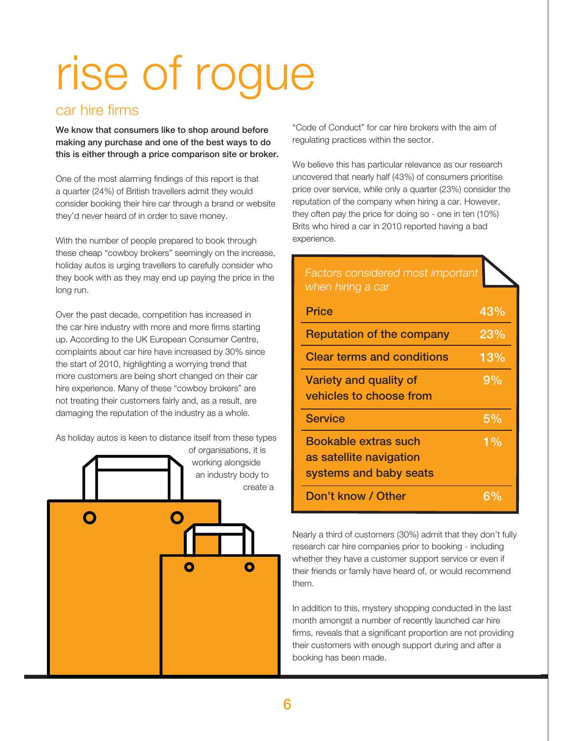# rise of rogue

## car hire firms

**We know that consumers like to shop around before making any purchase and one of the best ways to do this is either through a price comparison site or broker.**

One of the most alarming findings of this report is that a quarter (24%) of British travellers admit they would consider booking their hire car through a brand or website they'd never heard of in order to save money.

With the number of people prepared to book through these cheap "cowboy brokers" seemingly on the increase, holiday autos is urging travellers to carefully consider who they book with as they may end up paying the price in the long run.

Over the past decade, competition has increased in the car hire industry with more and more firms starting up. According to the UK European Consumer Centre, complaints about car hire have increased by 30% since the start of 2010, highlighting a worrying trend that more customers are being short changed on their car hire experience. Many of these "cowboy brokers" are not treating their customers fairly and, as a result, are damaging the reputation of the industry as a whole.

As holiday autos is keen to distance itself from these types of organisations, it is working alongside an industry body to create a "Code of Conduct" for car hire brokers with the aim of regulating practices within the sector.

We believe this has particular relevance as our research uncovered that nearly half (43%) of consumers prioritise price over service, while only a quarter (23%) consider the reputation of the company when hiring a car. However, they often pay the price for doing so - one in ten (10%) Brits who hired a car in 2010 reported having a bad experience.

*Factors considered most important when hiring a car*

| Factor | % |
|---|---|
| Price | 43% |
| Reputation of the company | 23% |
| Clear terms and conditions | 13% |
| Variety and quality of vehicles to choose from | 9% |
| Service | 5% |
| Bookable extras such as satellite navigation systems and baby seats | 1% |
| Don't know / Other | 6% |

Nearly a third of customers (30%) admit that they don't fully research car hire companies prior to booking - including whether they have a customer support service or even if their friends or family have heard of, or would recommend them.

In addition to this, mystery shopping conducted in the last month amongst a number of recently launched car hire firms, reveals that a significant proportion are not providing their customers with enough support during and after a booking has been made.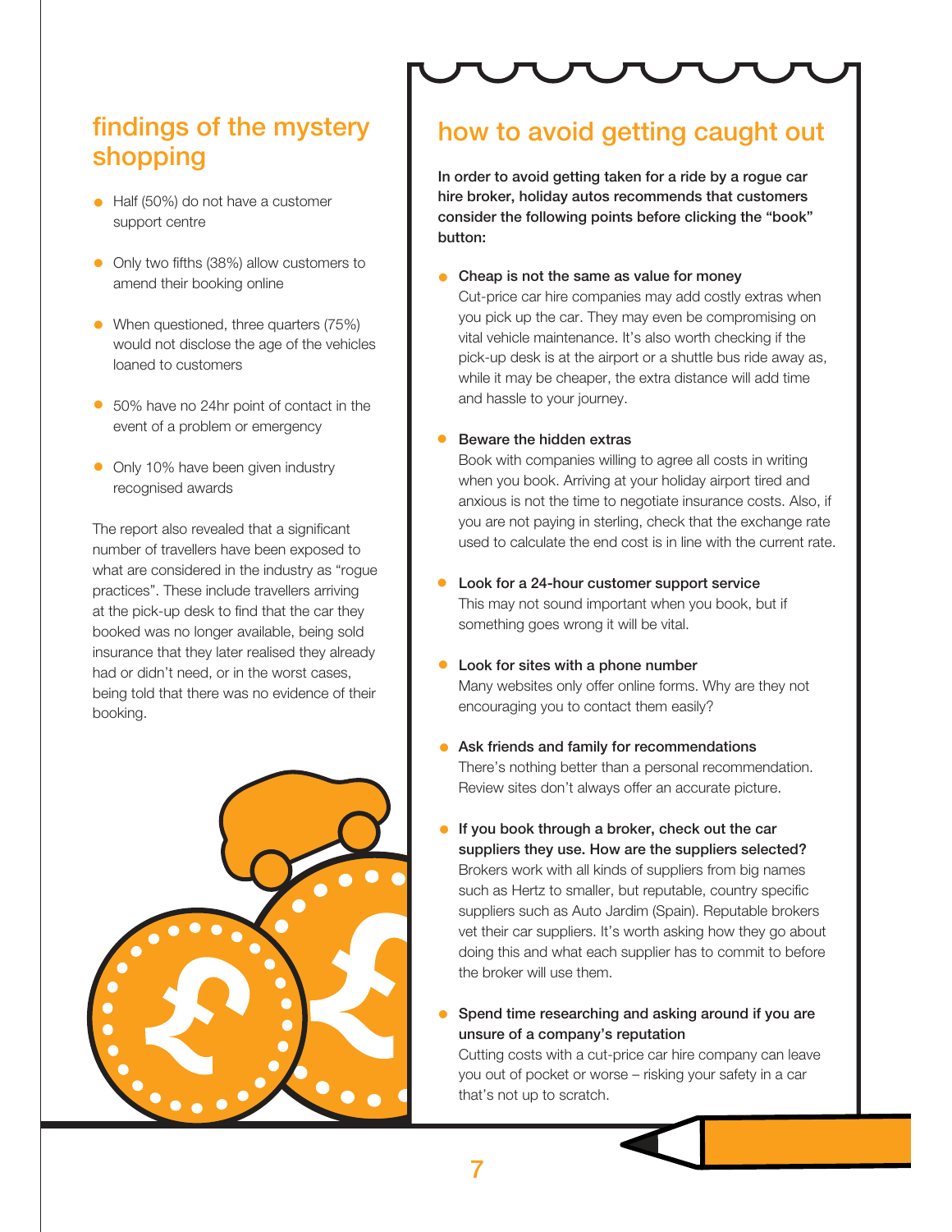## findings of the mystery shopping

- Half (50%) do not have a customer support centre
- Only two fifths (38%) allow customers to amend their booking online
- When questioned, three quarters (75%) would not disclose the age of the vehicles loaned to customers
- 50% have no 24hr point of contact in the event of a problem or emergency
- Only 10% have been given industry recognised awards

The report also revealed that a significant number of travellers have been exposed to what are considered in the industry as "rogue practices". These include travellers arriving at the pick-up desk to find that the car they booked was no longer available, being sold insurance that they later realised they already had or didn't need, or in the worst cases, being told that there was no evidence of their booking.

## how to avoid getting caught out

**In order to avoid getting taken for a ride by a rogue car hire broker, holiday autos recommends that customers consider the following points before clicking the "book" button:**

- **Cheap is not the same as value for money**
  Cut-price car hire companies may add costly extras when you pick up the car. They may even be compromising on vital vehicle maintenance. It's also worth checking if the pick-up desk is at the airport or a shuttle bus ride away as, while it may be cheaper, the extra distance will add time and hassle to your journey.

- **Beware the hidden extras**
  Book with companies willing to agree all costs in writing when you book. Arriving at your holiday airport tired and anxious is not the time to negotiate insurance costs. Also, if you are not paying in sterling, check that the exchange rate used to calculate the end cost is in line with the current rate.

- **Look for a 24-hour customer support service**
  This may not sound important when you book, but if something goes wrong it will be vital.

- **Look for sites with a phone number**
  Many websites only offer online forms. Why are they not encouraging you to contact them easily?

- **Ask friends and family for recommendations**
  There's nothing better than a personal recommendation. Review sites don't always offer an accurate picture.

- **If you book through a broker, check out the car suppliers they use. How are the suppliers selected?**
  Brokers work with all kinds of suppliers from big names such as Hertz to smaller, but reputable, country specific suppliers such as Auto Jardim (Spain). Reputable brokers vet their car suppliers. It's worth asking how they go about doing this and what each supplier has to commit to before the broker will use them.

- **Spend time researching and asking around if you are unsure of a company's reputation**
  Cutting costs with a cut-price car hire company can leave you out of pocket or worse – risking your safety in a car that's not up to scratch.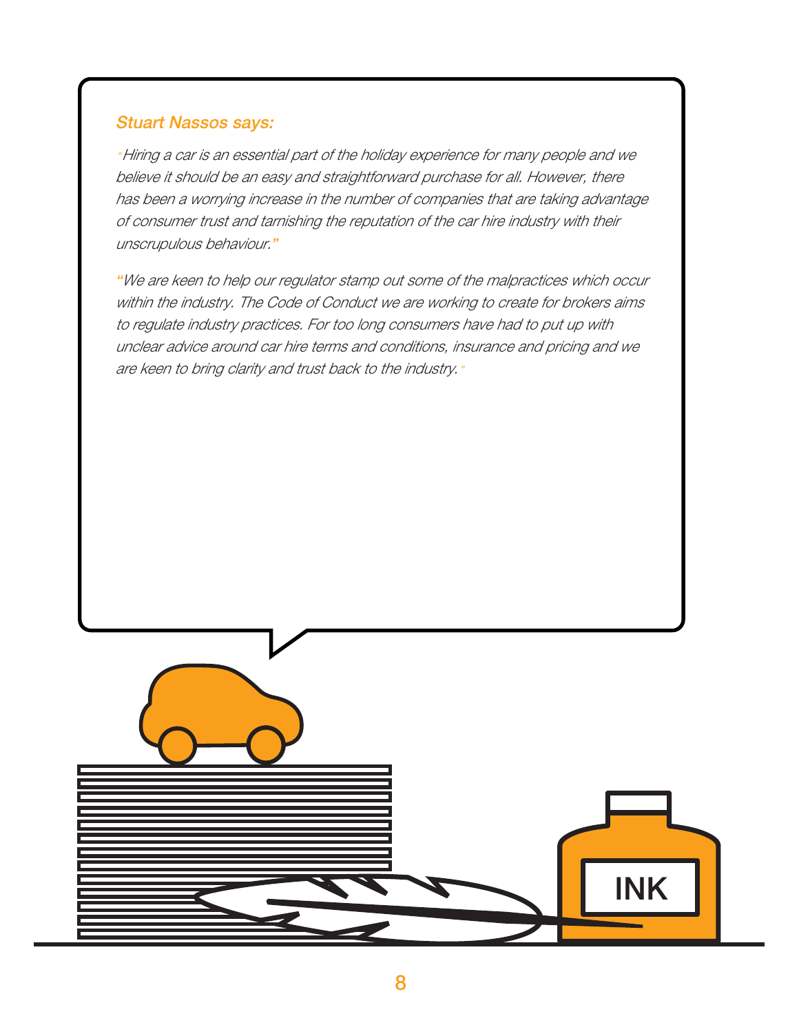*Stuart Nassos says:*

*"Hiring a car is an essential part of the holiday experience for many people and we believe it should be an easy and straightforward purchase for all. However, there has been a worrying increase in the number of companies that are taking advantage of consumer trust and tarnishing the reputation of the car hire industry with their unscrupulous behaviour."*

*"We are keen to help our regulator stamp out some of the malpractices which occur within the industry. The Code of Conduct we are working to create for brokers aims to regulate industry practices. For too long consumers have had to put up with unclear advice around car hire terms and conditions, insurance and pricing and we are keen to bring clarity and trust back to the industry."*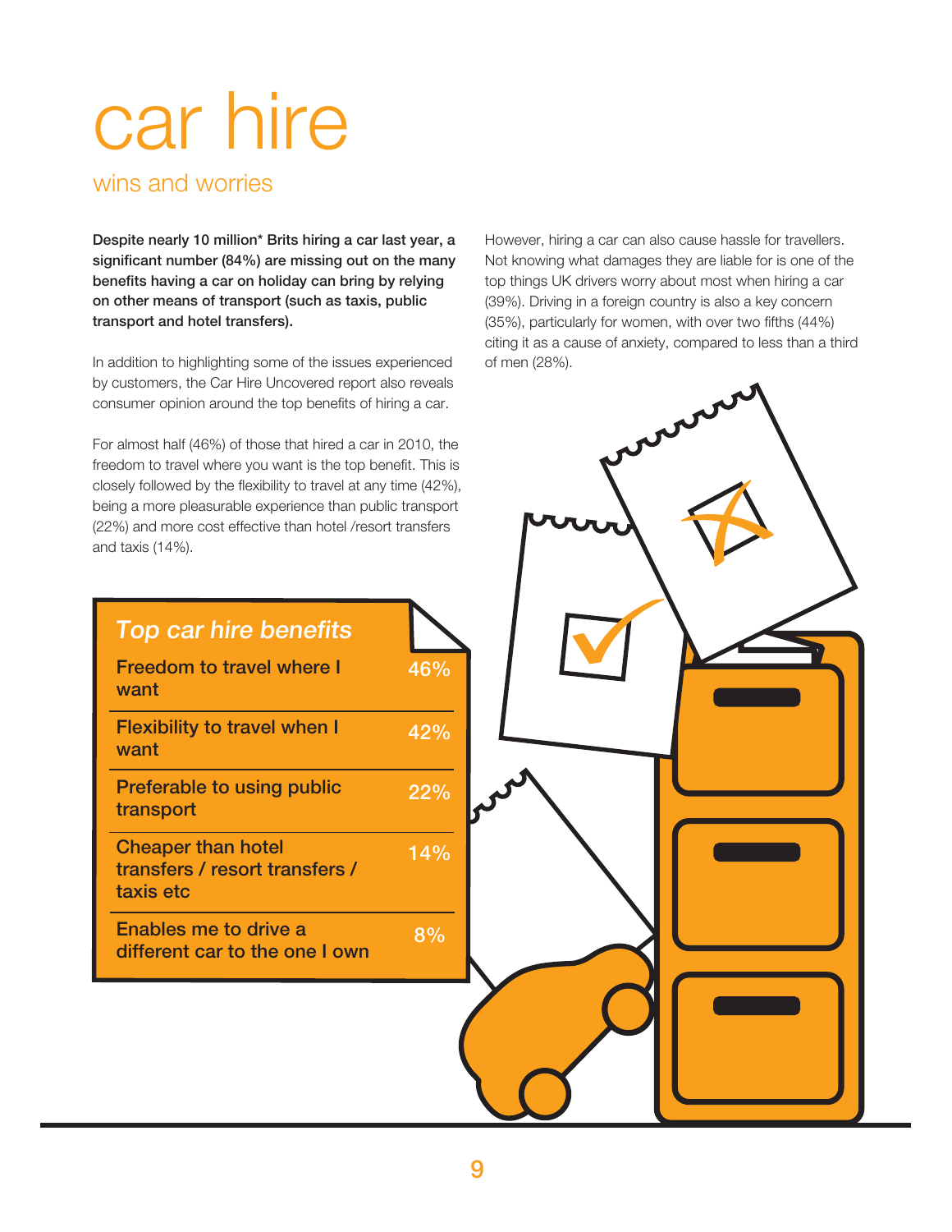# car hire

## wins and worries

**Despite nearly 10 million* Brits hiring a car last year, a significant number (84%) are missing out on the many benefits having a car on holiday can bring by relying on other means of transport (such as taxis, public transport and hotel transfers).**

In addition to highlighting some of the issues experienced by customers, the Car Hire Uncovered report also reveals consumer opinion around the top benefits of hiring a car.

For almost half (46%) of those that hired a car in 2010, the freedom to travel where you want is the top benefit. This is closely followed by the flexibility to travel at any time (42%), being a more pleasurable experience than public transport (22%) and more cost effective than hotel /resort transfers and taxis (14%).

However, hiring a car can also cause hassle for travellers. Not knowing what damages they are liable for is one of the top things UK drivers worry about most when hiring a car (39%). Driving in a foreign country is also a key concern (35%), particularly for women, with over two fifths (44%) citing it as a cause of anxiety, compared to less than a third of men (28%).

| *Top car hire benefits* | |
|---|---|
| Freedom to travel where I want | 46% |
| Flexibility to travel when I want | 42% |
| Preferable to using public transport | 22% |
| Cheaper than hotel transfers / resort transfers / taxis etc | 14% |
| Enables me to drive a different car to the one I own | 8% |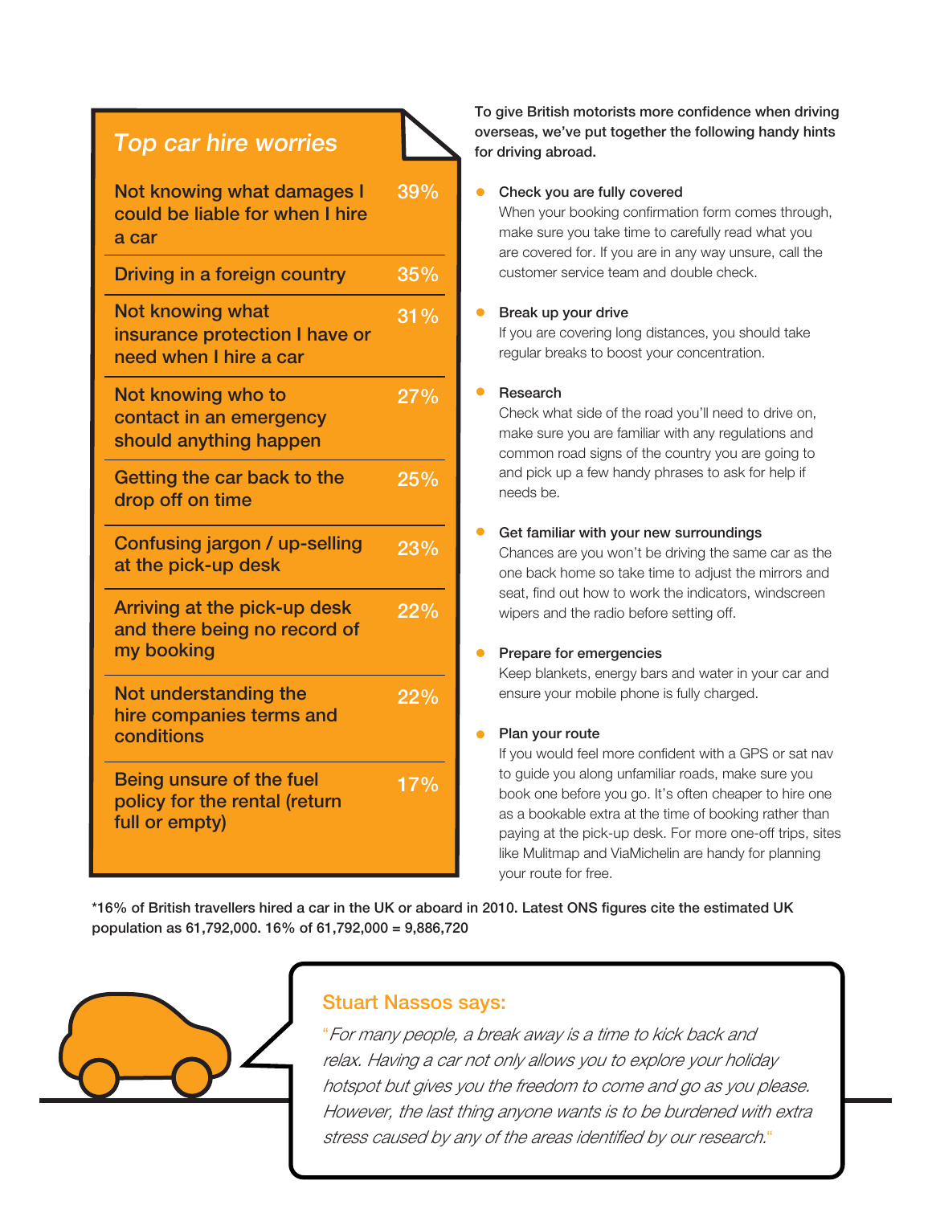## Top car hire worries

| Worry | % |
|---|---|
| Not knowing what damages I could be liable for when I hire a car | 39% |
| Driving in a foreign country | 35% |
| Not knowing what insurance protection I have or need when I hire a car | 31% |
| Not knowing who to contact in an emergency should anything happen | 27% |
| Getting the car back to the drop off on time | 25% |
| Confusing jargon / up-selling at the pick-up desk | 23% |
| Arriving at the pick-up desk and there being no record of my booking | 22% |
| Not understanding the hire companies terms and conditions | 22% |
| Being unsure of the fuel policy for the rental (return full or empty) | 17% |

**To give British motorists more confidence when driving overseas, we've put together the following handy hints for driving abroad.**

- **Check you are fully covered**
  When your booking confirmation form comes through, make sure you take time to carefully read what you are covered for. If you are in any way unsure, call the customer service team and double check.

- **Break up your drive**
  If you are covering long distances, you should take regular breaks to boost your concentration.

- **Research**
  Check what side of the road you'll need to drive on, make sure you are familiar with any regulations and common road signs of the country you are going to and pick up a few handy phrases to ask for help if needs be.

- **Get familiar with your new surroundings**
  Chances are you won't be driving the same car as the one back home so take time to adjust the mirrors and seat, find out how to work the indicators, windscreen wipers and the radio before setting off.

- **Prepare for emergencies**
  Keep blankets, energy bars and water in your car and ensure your mobile phone is fully charged.

- **Plan your route**
  If you would feel more confident with a GPS or sat nav to guide you along unfamiliar roads, make sure you book one before you go. It's often cheaper to hire one as a bookable extra at the time of booking rather than paying at the pick-up desk. For more one-off trips, sites like Mulitmap and ViaMichelin are handy for planning your route for free.

**\*16% of British travellers hired a car in the UK or aboard in 2010. Latest ONS figures cite the estimated UK population as 61,792,000. 16% of 61,792,000 = 9,886,720**

### Stuart Nassos says:

*"For many people, a break away is a time to kick back and relax. Having a car not only allows you to explore your holiday hotspot but gives you the freedom to come and go as you please. However, the last thing anyone wants is to be burdened with extra stress caused by any of the areas identified by our research."*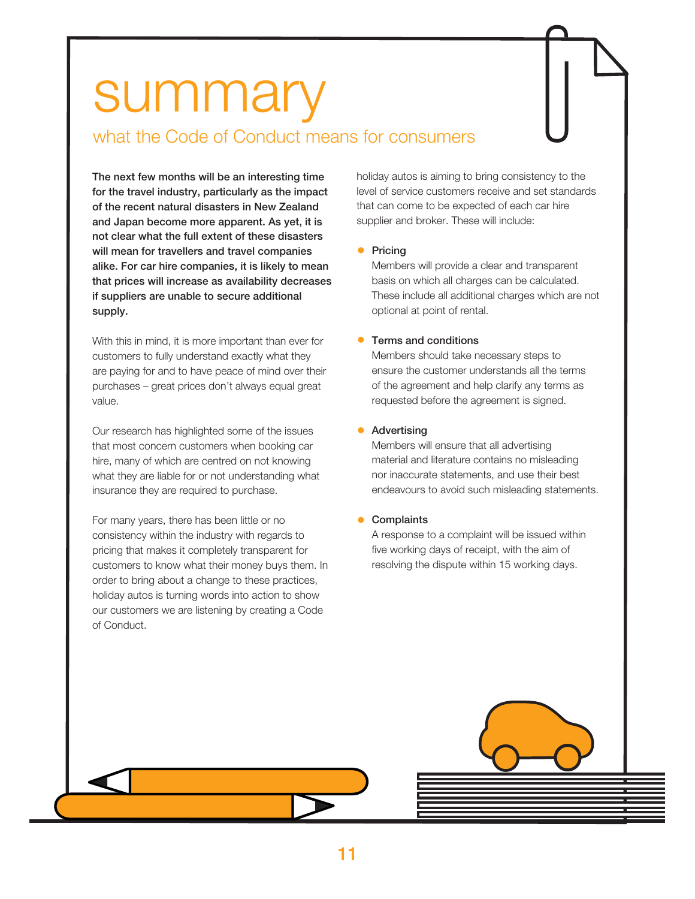# summary

## what the Code of Conduct means for consumers

**The next few months will be an interesting time for the travel industry, particularly as the impact of the recent natural disasters in New Zealand and Japan become more apparent. As yet, it is not clear what the full extent of these disasters will mean for travellers and travel companies alike. For car hire companies, it is likely to mean that prices will increase as availability decreases if suppliers are unable to secure additional supply.**

With this in mind, it is more important than ever for customers to fully understand exactly what they are paying for and to have peace of mind over their purchases – great prices don't always equal great value.

Our research has highlighted some of the issues that most concern customers when booking car hire, many of which are centred on not knowing what they are liable for or not understanding what insurance they are required to purchase.

For many years, there has been little or no consistency within the industry with regards to pricing that makes it completely transparent for customers to know what their money buys them. In order to bring about a change to these practices, holiday autos is turning words into action to show our customers we are listening by creating a Code of Conduct.

holiday autos is aiming to bring consistency to the level of service customers receive and set standards that can come to be expected of each car hire supplier and broker. These will include:

- **Pricing**
  Members will provide a clear and transparent basis on which all charges can be calculated. These include all additional charges which are not optional at point of rental.
- **Terms and conditions**
  Members should take necessary steps to ensure the customer understands all the terms of the agreement and help clarify any terms as requested before the agreement is signed.
- **Advertising**
  Members will ensure that all advertising material and literature contains no misleading nor inaccurate statements, and use their best endeavours to avoid such misleading statements.
- **Complaints**
  A response to a complaint will be issued within five working days of receipt, with the aim of resolving the dispute within 15 working days.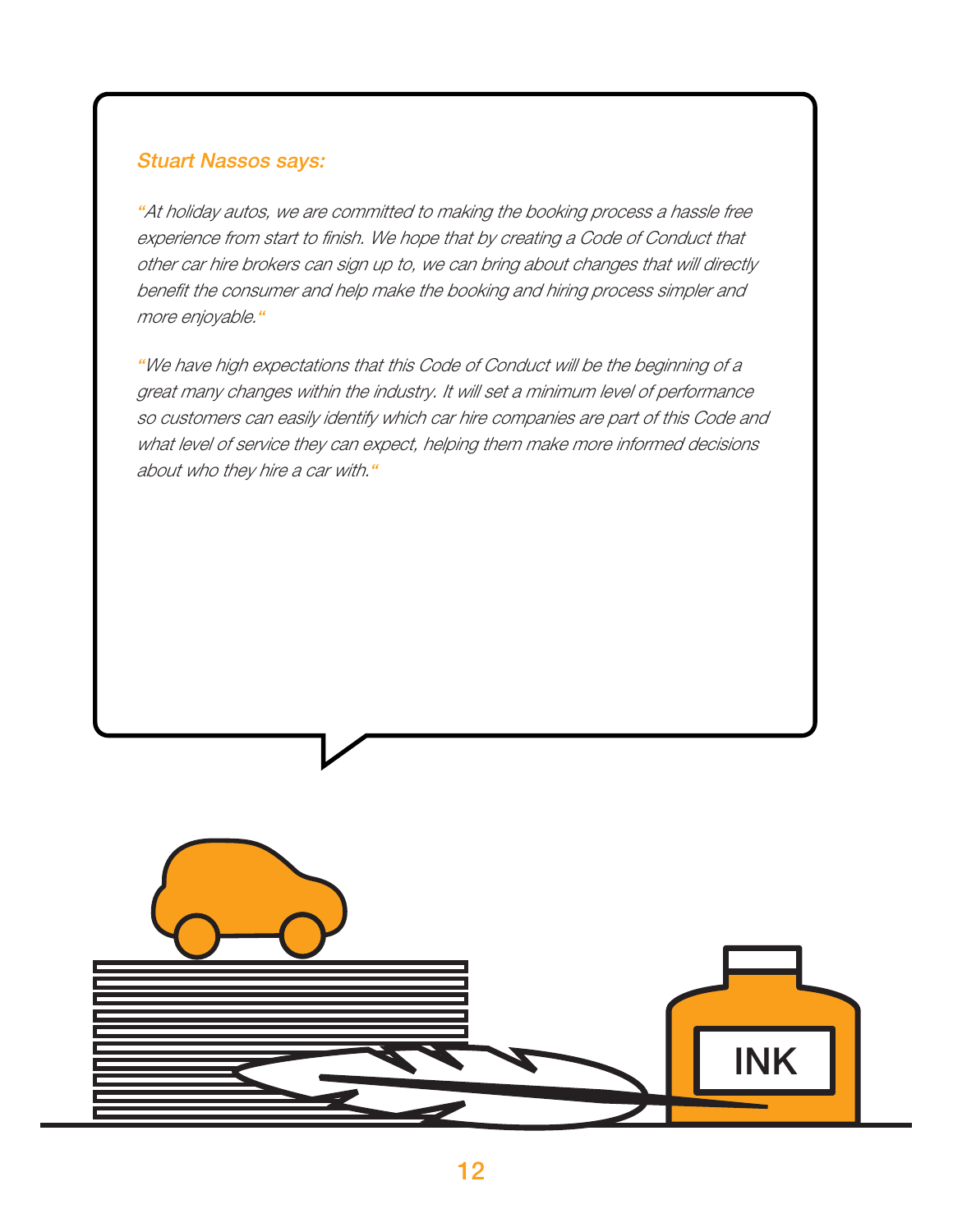*Stuart Nassos says:*

*"At holiday autos, we are committed to making the booking process a hassle free experience from start to finish. We hope that by creating a Code of Conduct that other car hire brokers can sign up to, we can bring about changes that will directly benefit the consumer and help make the booking and hiring process simpler and more enjoyable."*

*"We have high expectations that this Code of Conduct will be the beginning of a great many changes within the industry. It will set a minimum level of performance so customers can easily identify which car hire companies are part of this Code and what level of service they can expect, helping them make more informed decisions about who they hire a car with."*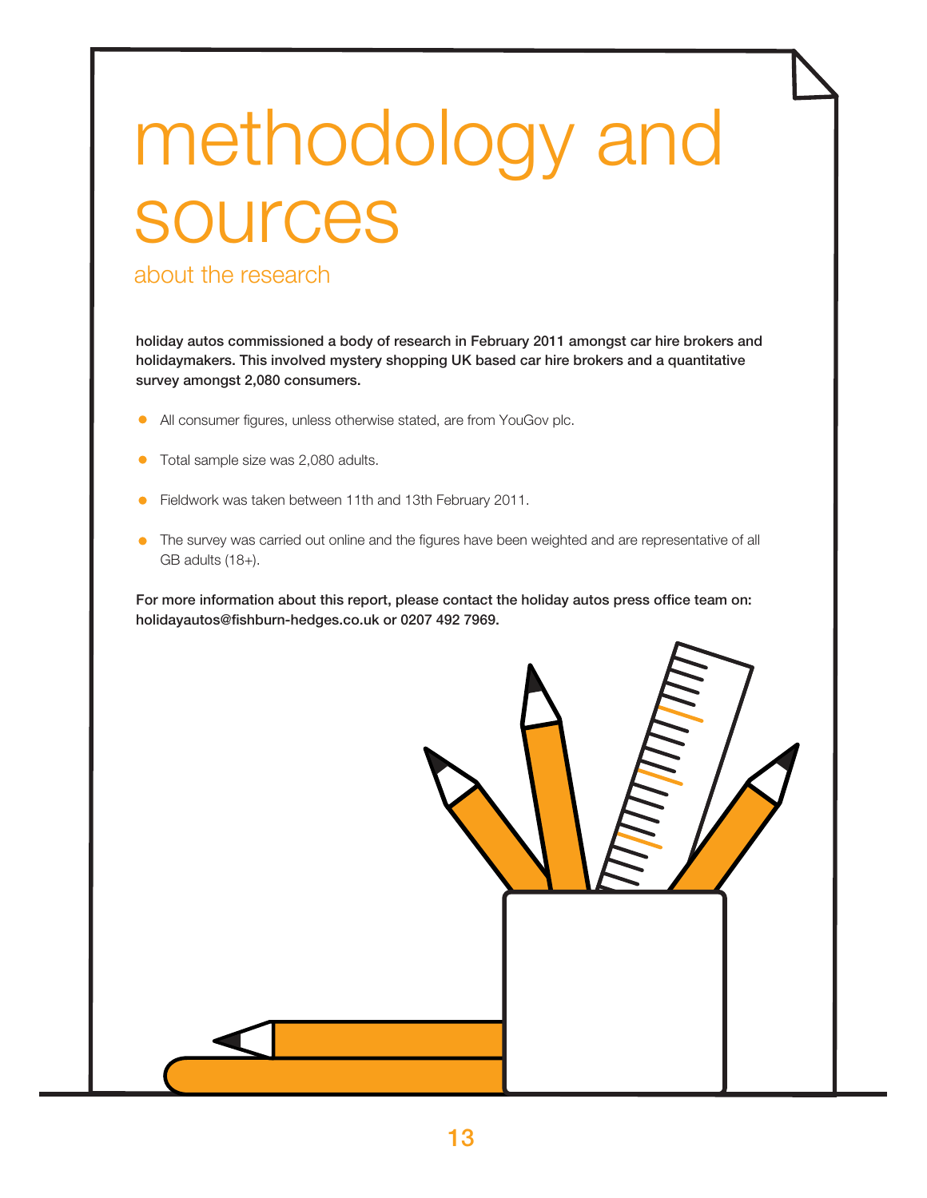# methodology and sources

## about the research

**holiday autos commissioned a body of research in February 2011 amongst car hire brokers and holidaymakers. This involved mystery shopping UK based car hire brokers and a quantitative survey amongst 2,080 consumers.**

- All consumer figures, unless otherwise stated, are from YouGov plc.
- Total sample size was 2,080 adults.
- Fieldwork was taken between 11th and 13th February 2011.
- The survey was carried out online and the figures have been weighted and are representative of all GB adults (18+).

**For more information about this report, please contact the holiday autos press office team on: holidayautos@fishburn-hedges.co.uk or 0207 492 7969.**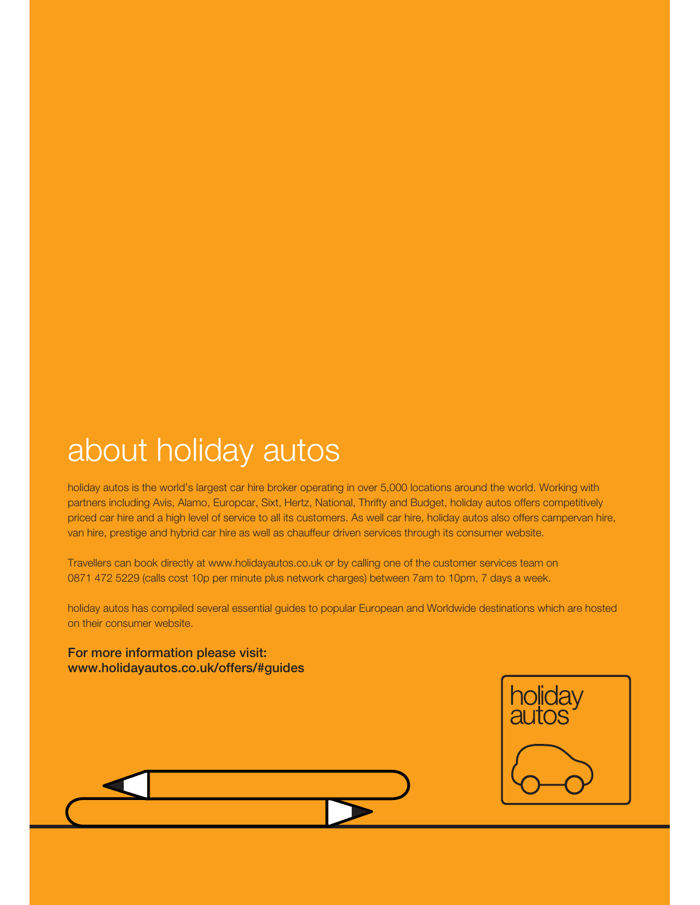# about holiday autos

holiday autos is the world's largest car hire broker operating in over 5,000 locations around the world. Working with partners including Avis, Alamo, Europcar, Sixt, Hertz, National, Thrifty and Budget, holiday autos offers competitively priced car hire and a high level of service to all its customers. As well car hire, holiday autos also offers campervan hire, van hire, prestige and hybrid car hire as well as chauffeur driven services through its consumer website.

Travellers can book directly at www.holidayautos.co.uk or by calling one of the customer services team on 0871 472 5229 (calls cost 10p per minute plus network charges) between 7am to 10pm, 7 days a week.

holiday autos has compiled several essential guides to popular European and Worldwide destinations which are hosted on their consumer website.

**For more information please visit:**
**www.holidayautos.co.uk/offers/#guides**

holiday autos